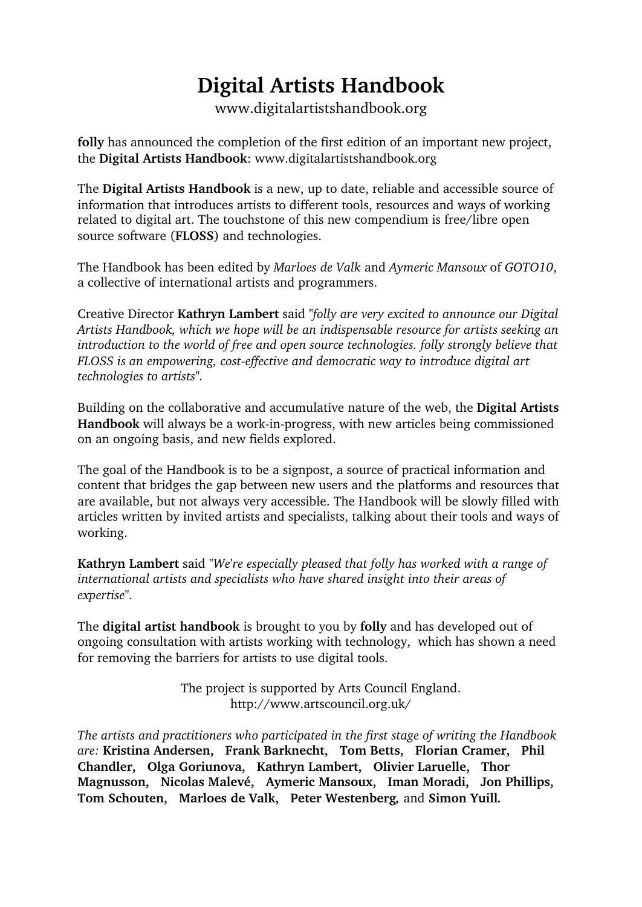# Digital Artists Handbook

www.digitalartistshandbook.org

**folly** has announced the completion of the first edition of an important new project, the **Digital Artists Handbook**: www.digitalartistshandbook.org

The **Digital Artists Handbook** is a new, up to date, reliable and accessible source of information that introduces artists to different tools, resources and ways of working related to digital art. The touchstone of this new compendium is free/libre open source software (**FLOSS**) and technologies.

The Handbook has been edited by *Marloes de Valk* and *Aymeric Mansoux* of *GOTO10*, a collective of international artists and programmers.

Creative Director **Kathryn Lambert** said "*folly are very excited to announce our Digital Artists Handbook, which we hope will be an indispensable resource for artists seeking an introduction to the world of free and open source technologies. folly strongly believe that FLOSS is an empowering, cost-effective and democratic way to introduce digital art technologies to artists*".

Building on the collaborative and accumulative nature of the web, the **Digital Artists Handbook** will always be a work-in-progress, with new articles being commissioned on an ongoing basis, and new fields explored.

The goal of the Handbook is to be a signpost, a source of practical information and content that bridges the gap between new users and the platforms and resources that are available, but not always very accessible. The Handbook will be slowly filled with articles written by invited artists and specialists, talking about their tools and ways of working.

**Kathryn Lambert** said "*We're especially pleased that folly has worked with a range of international artists and specialists who have shared insight into their areas of expertise*".

The **digital artist handbook** is brought to you by **folly** and has developed out of ongoing consultation with artists working with technology, which has shown a need for removing the barriers for artists to use digital tools.

The project is supported by Arts Council England.
http://www.artscouncil.org.uk/

*The artists and practitioners who participated in the first stage of writing the Handbook are:* **Kristina Andersen, Frank Barknecht, Tom Betts, Florian Cramer, Phil Chandler, Olga Goriunova, Kathryn Lambert, Olivier Laruelle, Thor Magnusson, Nicolas Malevé, Aymeric Mansoux, Iman Moradi, Jon Phillips, Tom Schouten, Marloes de Valk, Peter Westenberg,** and **Simon Yuill.**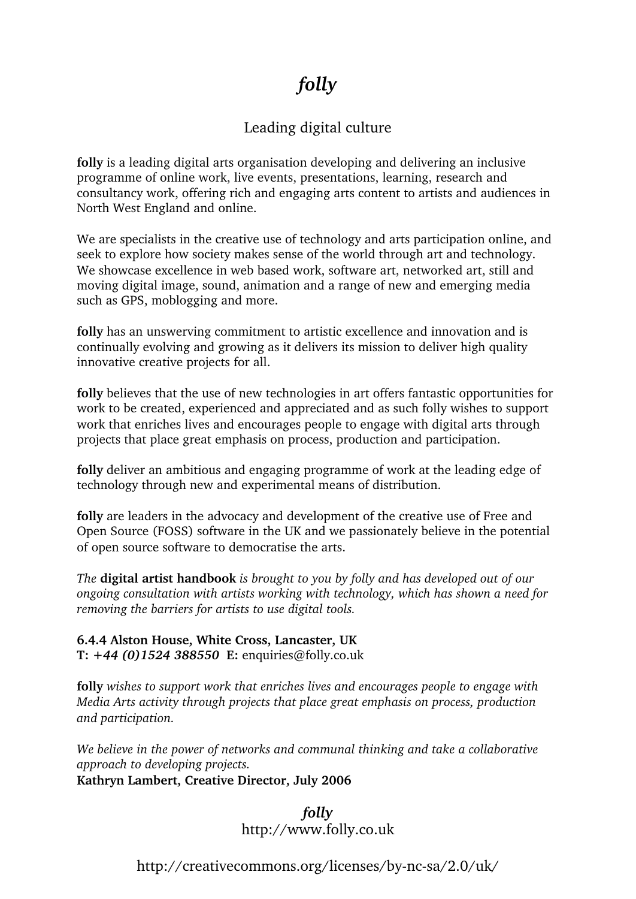# *folly*

Leading digital culture

**folly** is a leading digital arts organisation developing and delivering an inclusive programme of online work, live events, presentations, learning, research and consultancy work, offering rich and engaging arts content to artists and audiences in North West England and online.

We are specialists in the creative use of technology and arts participation online, and seek to explore how society makes sense of the world through art and technology. We showcase excellence in web based work, software art, networked art, still and moving digital image, sound, animation and a range of new and emerging media such as GPS, moblogging and more.

**folly** has an unswerving commitment to artistic excellence and innovation and is continually evolving and growing as it delivers its mission to deliver high quality innovative creative projects for all.

**folly** believes that the use of new technologies in art offers fantastic opportunities for work to be created, experienced and appreciated and as such folly wishes to support work that enriches lives and encourages people to engage with digital arts through projects that place great emphasis on process, production and participation.

**folly** deliver an ambitious and engaging programme of work at the leading edge of technology through new and experimental means of distribution.

**folly** are leaders in the advocacy and development of the creative use of Free and Open Source (FOSS) software in the UK and we passionately believe in the potential of open source software to democratise the arts.

*The* **digital artist handbook** *is brought to you by folly and has developed out of our ongoing consultation with artists working with technology, which has shown a need for removing the barriers for artists to use digital tools.*

**6.4.4 Alston House, White Cross, Lancaster, UK**
**T:** ***+44 (0)1524 388550*** **E:** enquiries@folly.co.uk

**folly** *wishes to support work that enriches lives and encourages people to engage with Media Arts activity through projects that place great emphasis on process, production and participation.*

*We believe in the power of networks and communal thinking and take a collaborative approach to developing projects.*
**Kathryn Lambert, Creative Director, July 2006**

***folly***
http://www.folly.co.uk

http://creativecommons.org/licenses/by-nc-sa/2.0/uk/